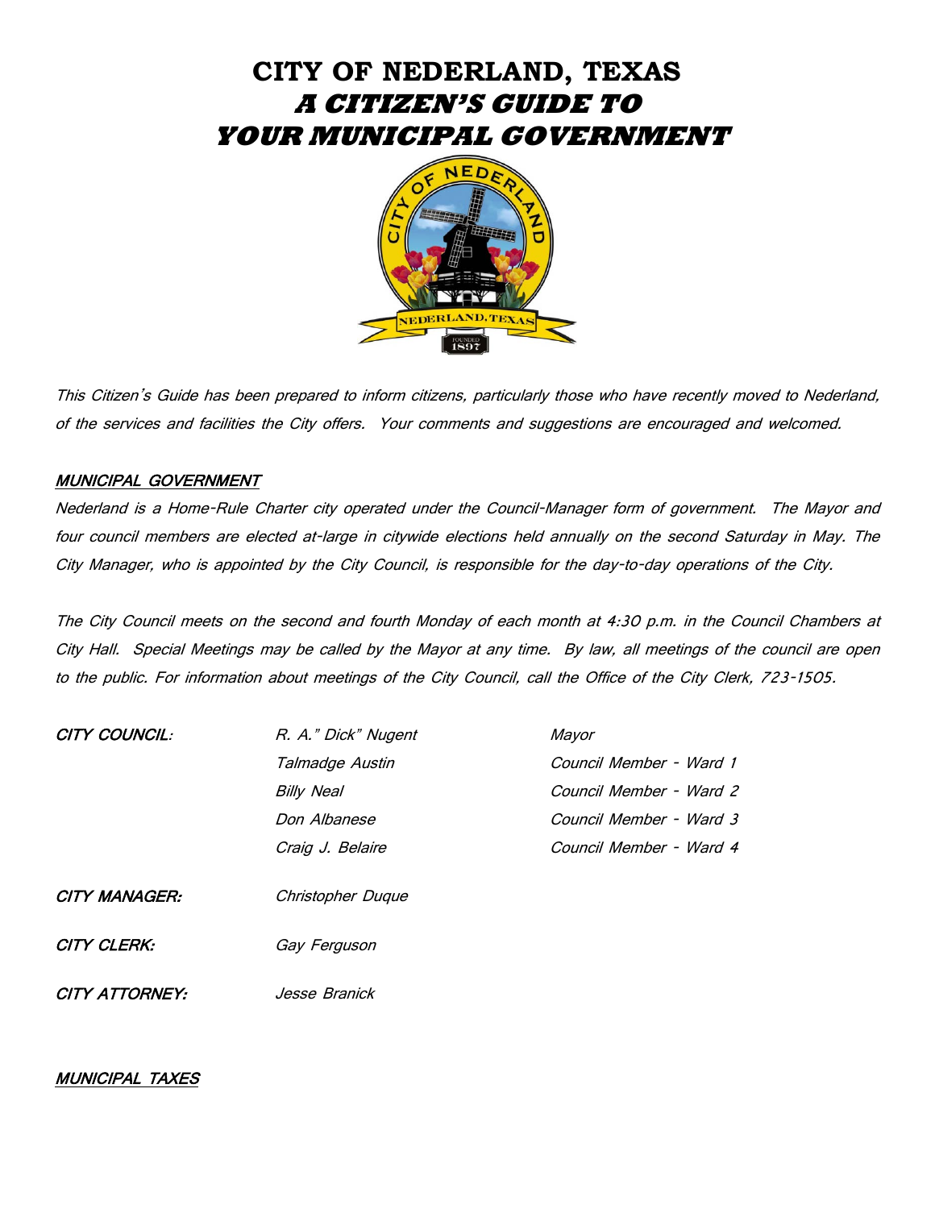# CITY OF NEDERLAND, TEXAS
## *A CITIZEN'S GUIDE TO YOUR MUNICIPAL GOVERNMENT*

*This Citizen's Guide has been prepared to inform citizens, particularly those who have recently moved to Nederland, of the services and facilities the City offers. Your comments and suggestions are encouraged and welcomed.*

### ***MUNICIPAL GOVERNMENT***

*Nederland is a Home-Rule Charter city operated under the Council-Manager form of government. The Mayor and four council members are elected at-large in citywide elections held annually on the second Saturday in May. The City Manager, who is appointed by the City Council, is responsible for the day-to-day operations of the City.*

*The City Council meets on the second and fourth Monday of each month at 4:30 p.m. in the Council Chambers at City Hall. Special Meetings may be called by the Mayor at any time. By law, all meetings of the council are open to the public. For information about meetings of the City Council, call the Office of the City Clerk, 723-1505.*

| | | |
|---|---|---|
| ***CITY COUNCIL:*** | *R. A." Dick" Nugent* | *Mayor* |
| | *Talmadge Austin* | *Council Member - Ward 1* |
| | *Billy Neal* | *Council Member - Ward 2* |
| | *Don Albanese* | *Council Member - Ward 3* |
| | *Craig J. Belaire* | *Council Member - Ward 4* |
| ***CITY MANAGER:*** | *Christopher Duque* | |
| ***CITY CLERK:*** | *Gay Ferguson* | |
| ***CITY ATTORNEY:*** | *Jesse Branick* | |

### ***MUNICIPAL TAXES***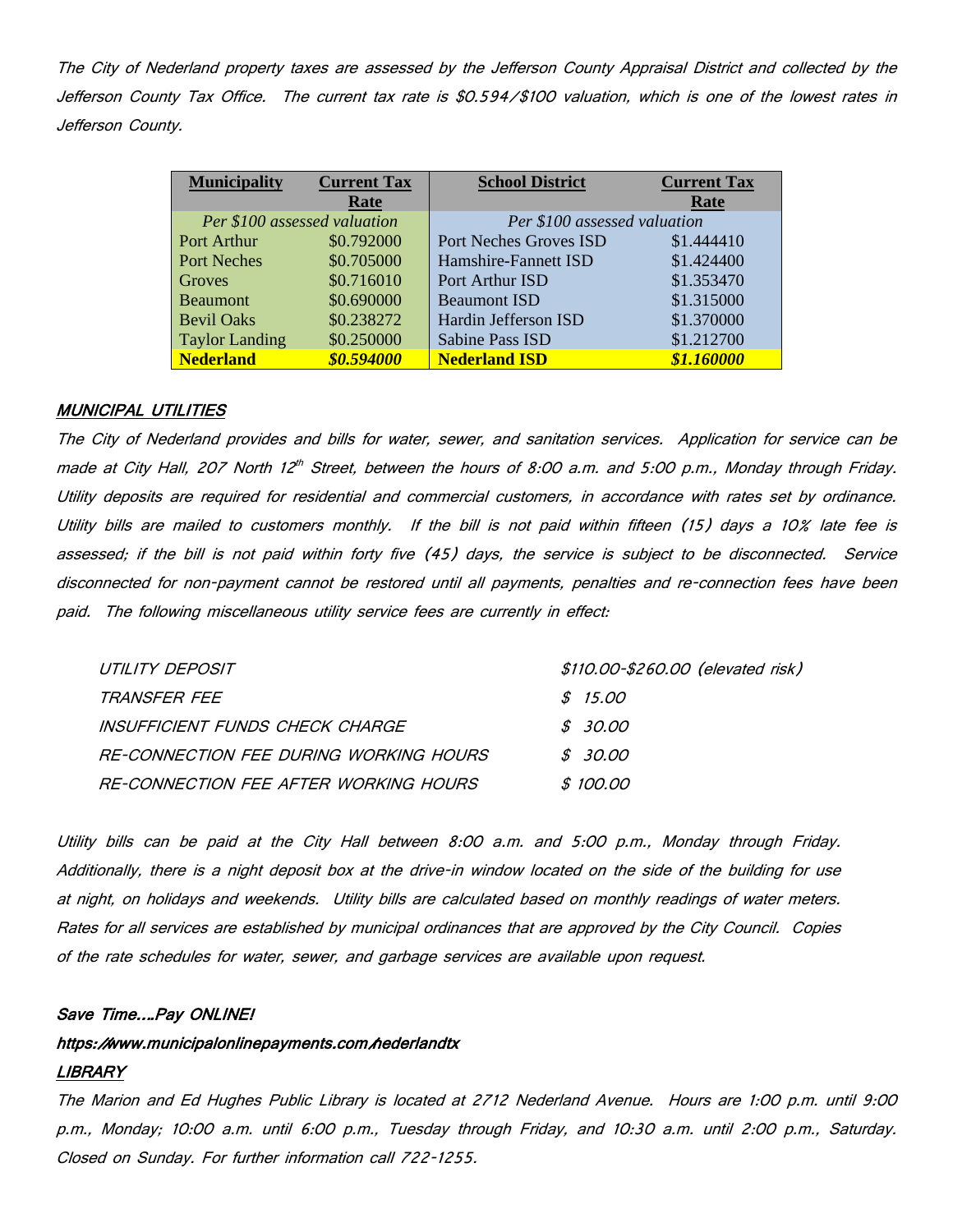*The City of Nederland property taxes are assessed by the Jefferson County Appraisal District and collected by the Jefferson County Tax Office. The current tax rate is $0.594/$100 valuation, which is one of the lowest rates in Jefferson County.*

| Municipality | Current Tax Rate | School District | Current Tax Rate |
|---|---|---|---|
| *Per $100 assessed valuation* | | *Per $100 assessed valuation* | |
| Port Arthur | $0.792000 | Port Neches Groves ISD | $1.444410 |
| Port Neches | $0.705000 | Hamshire-Fannett ISD | $1.424400 |
| Groves | $0.716010 | Port Arthur ISD | $1.353470 |
| Beaumont | $0.690000 | Beaumont ISD | $1.315000 |
| Bevil Oaks | $0.238272 | Hardin Jefferson ISD | $1.370000 |
| Taylor Landing | $0.250000 | Sabine Pass ISD | $1.212700 |
| **Nederland** | ***$0.594000*** | **Nederland ISD** | ***$1.160000*** |

## MUNICIPAL UTILITIES

*The City of Nederland provides and bills for water, sewer, and sanitation services. Application for service can be made at City Hall, 207 North 12th Street, between the hours of 8:00 a.m. and 5:00 p.m., Monday through Friday. Utility deposits are required for residential and commercial customers, in accordance with rates set by ordinance. Utility bills are mailed to customers monthly. If the bill is not paid within fifteen (15) days a 10% late fee is assessed; if the bill is not paid within forty five (45) days, the service is subject to be disconnected. Service disconnected for non-payment cannot be restored until all payments, penalties and re-connection fees have been paid. The following miscellaneous utility service fees are currently in effect:*

| | |
|---|---|
| UTILITY DEPOSIT | $110.00-$260.00 (elevated risk) |
| TRANSFER FEE | $ 15.00 |
| INSUFFICIENT FUNDS CHECK CHARGE | $ 30.00 |
| RE-CONNECTION FEE DURING WORKING HOURS | $ 30.00 |
| RE-CONNECTION FEE AFTER WORKING HOURS | $ 100.00 |

*Utility bills can be paid at the City Hall between 8:00 a.m. and 5:00 p.m., Monday through Friday. Additionally, there is a night deposit box at the drive-in window located on the side of the building for use at night, on holidays and weekends. Utility bills are calculated based on monthly readings of water meters. Rates for all services are established by municipal ordinances that are approved by the City Council. Copies of the rate schedules for water, sewer, and garbage services are available upon request.*

**Save Time….Pay ONLINE!**

**https://www.municipalonlinepayments.com/nederlandtx**

## LIBRARY

*The Marion and Ed Hughes Public Library is located at 2712 Nederland Avenue. Hours are 1:00 p.m. until 9:00 p.m., Monday; 10:00 a.m. until 6:00 p.m., Tuesday through Friday, and 10:30 a.m. until 2:00 p.m., Saturday. Closed on Sunday. For further information call 722-1255.*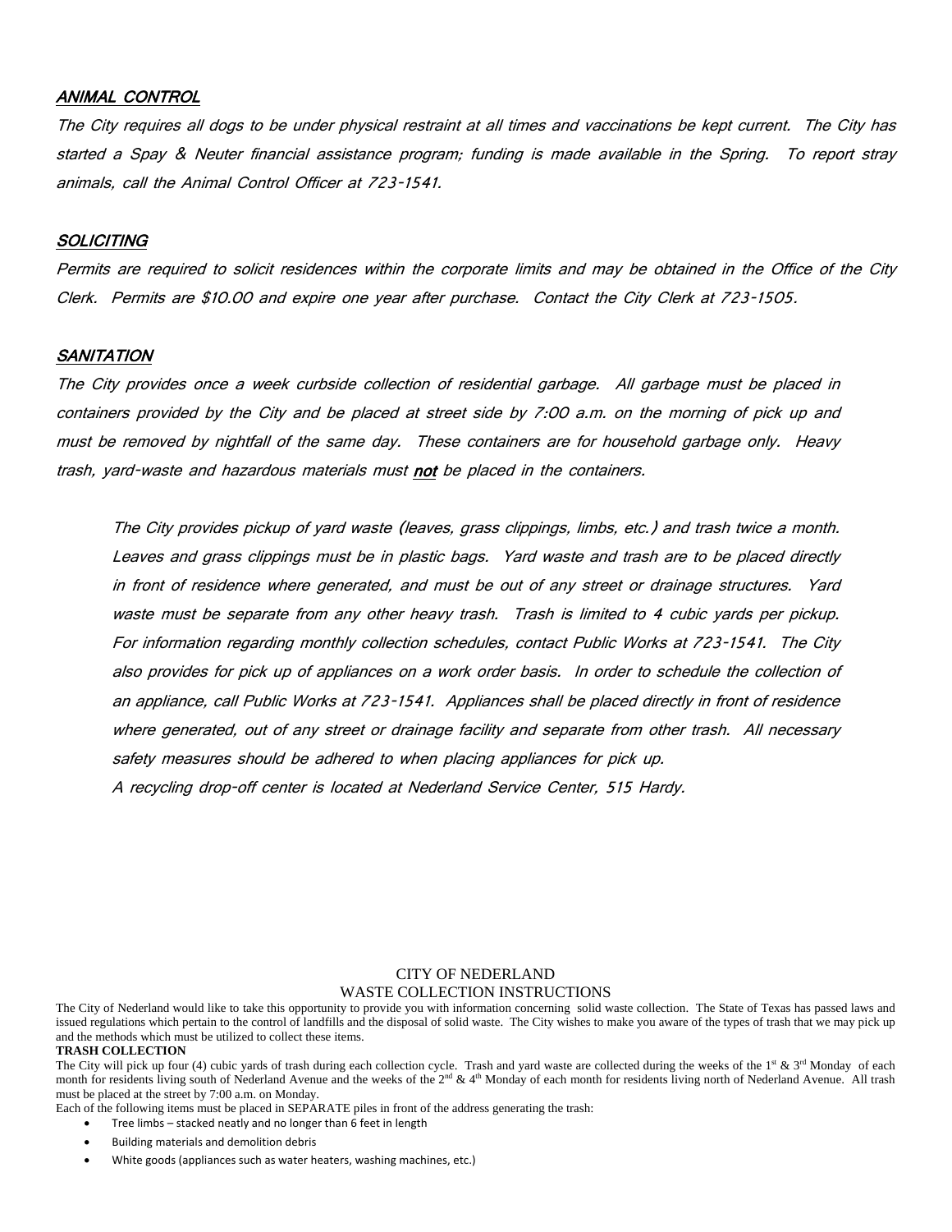## *ANIMAL CONTROL*

*The City requires all dogs to be under physical restraint at all times and vaccinations be kept current. The City has started a Spay & Neuter financial assistance program; funding is made available in the Spring. To report stray animals, call the Animal Control Officer at 723-1541.*

## *SOLICITING*

*Permits are required to solicit residences within the corporate limits and may be obtained in the Office of the City Clerk. Permits are $10.00 and expire one year after purchase. Contact the City Clerk at 723-1505.*

## *SANITATION*

*The City provides once a week curbside collection of residential garbage. All garbage must be placed in containers provided by the City and be placed at street side by 7:00 a.m. on the morning of pick up and must be removed by nightfall of the same day. These containers are for household garbage only. Heavy trash, yard-waste and hazardous materials must **not** be placed in the containers.*

*The City provides pickup of yard waste (leaves, grass clippings, limbs, etc.) and trash twice a month. Leaves and grass clippings must be in plastic bags. Yard waste and trash are to be placed directly in front of residence where generated, and must be out of any street or drainage structures. Yard waste must be separate from any other heavy trash. Trash is limited to 4 cubic yards per pickup. For information regarding monthly collection schedules, contact Public Works at 723-1541. The City also provides for pick up of appliances on a work order basis. In order to schedule the collection of an appliance, call Public Works at 723-1541. Appliances shall be placed directly in front of residence where generated, out of any street or drainage facility and separate from other trash. All necessary safety measures should be adhered to when placing appliances for pick up.*

*A recycling drop-off center is located at Nederland Service Center, 515 Hardy.*

CITY OF NEDERLAND
WASTE COLLECTION INSTRUCTIONS

The City of Nederland would like to take this opportunity to provide you with information concerning solid waste collection. The State of Texas has passed laws and issued regulations which pertain to the control of landfills and the disposal of solid waste. The City wishes to make you aware of the types of trash that we may pick up and the methods which must be utilized to collect these items.

**TRASH COLLECTION**

The City will pick up four (4) cubic yards of trash during each collection cycle. Trash and yard waste are collected during the weeks of the 1st & 3rd Monday of each month for residents living south of Nederland Avenue and the weeks of the 2nd & 4th Monday of each month for residents living north of Nederland Avenue. All trash must be placed at the street by 7:00 a.m. on Monday.

Each of the following items must be placed in SEPARATE piles in front of the address generating the trash:

- Tree limbs – stacked neatly and no longer than 6 feet in length
- Building materials and demolition debris
- White goods (appliances such as water heaters, washing machines, etc.)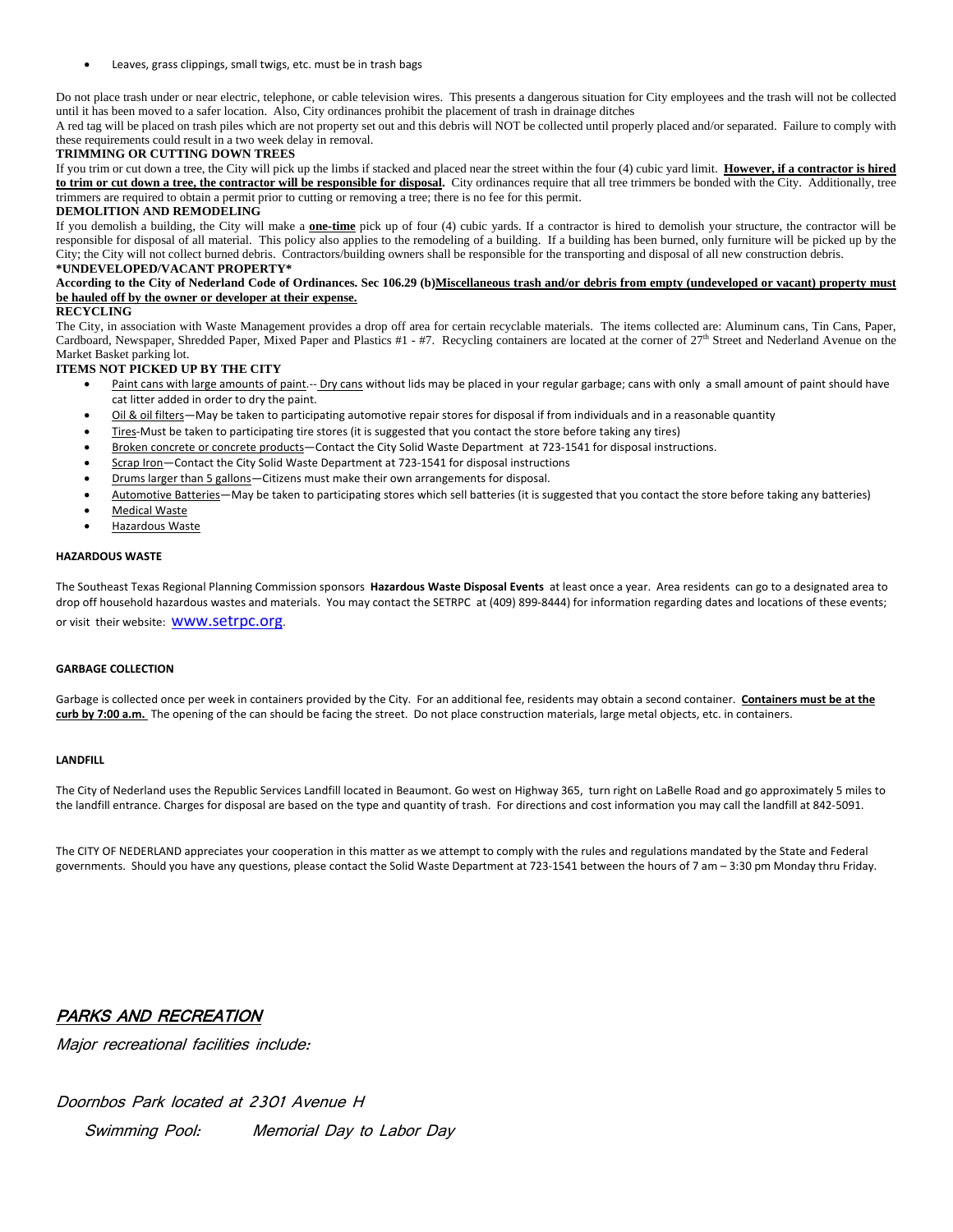- Leaves, grass clippings, small twigs, etc. must be in trash bags

Do not place trash under or near electric, telephone, or cable television wires. This presents a dangerous situation for City employees and the trash will not be collected until it has been moved to a safer location. Also, City ordinances prohibit the placement of trash in drainage ditches

A red tag will be placed on trash piles which are not property set out and this debris will NOT be collected until properly placed and/or separated. Failure to comply with these requirements could result in a two week delay in removal.

**TRIMMING OR CUTTING DOWN TREES**

If you trim or cut down a tree, the City will pick up the limbs if stacked and placed near the street within the four (4) cubic yard limit. **However, if a contractor is hired to trim or cut down a tree, the contractor will be responsible for disposal.** City ordinances require that all tree trimmers be bonded with the City. Additionally, tree trimmers are required to obtain a permit prior to cutting or removing a tree; there is no fee for this permit.

**DEMOLITION AND REMODELING**

If you demolish a building, the City will make a **one-time** pick up of four (4) cubic yards. If a contractor is hired to demolish your structure, the contractor will be responsible for disposal of all material. This policy also applies to the remodeling of a building. If a building has been burned, only furniture will be picked up by the City; the City will not collect burned debris. Contractors/building owners shall be responsible for the transporting and disposal of all new construction debris.

**\*UNDEVELOPED/VACANT PROPERTY\***

**According to the City of Nederland Code of Ordinances. Sec 106.29 (b)Miscellaneous trash and/or debris from empty (undeveloped or vacant) property must be hauled off by the owner or developer at their expense.**

**RECYCLING**

The City, in association with Waste Management provides a drop off area for certain recyclable materials. The items collected are: Aluminum cans, Tin Cans, Paper, Cardboard, Newspaper, Shredded Paper, Mixed Paper and Plastics #1 - #7. Recycling containers are located at the corner of 27th Street and Nederland Avenue on the Market Basket parking lot.

**ITEMS NOT PICKED UP BY THE CITY**

- Paint cans with large amounts of paint.-- Dry cans without lids may be placed in your regular garbage; cans with only a small amount of paint should have cat litter added in order to dry the paint.
- Oil & oil filters—May be taken to participating automotive repair stores for disposal if from individuals and in a reasonable quantity
- Tires-Must be taken to participating tire stores (it is suggested that you contact the store before taking any tires)
- Broken concrete or concrete products—Contact the City Solid Waste Department at 723-1541 for disposal instructions.
- Scrap Iron—Contact the City Solid Waste Department at 723-1541 for disposal instructions
- Drums larger than 5 gallons—Citizens must make their own arrangements for disposal.
- Automotive Batteries—May be taken to participating stores which sell batteries (it is suggested that you contact the store before taking any batteries)
- Medical Waste
- Hazardous Waste

**HAZARDOUS WASTE**

The Southeast Texas Regional Planning Commission sponsors **Hazardous Waste Disposal Events** at least once a year. Area residents can go to a designated area to drop off household hazardous wastes and materials. You may contact the SETRPC at (409) 899-8444) for information regarding dates and locations of these events; or visit their website: www.setrpc.org.

**GARBAGE COLLECTION**

Garbage is collected once per week in containers provided by the City. For an additional fee, residents may obtain a second container. **Containers must be at the curb by 7:00 a.m.** The opening of the can should be facing the street. Do not place construction materials, large metal objects, etc. in containers.

**LANDFILL**

The City of Nederland uses the Republic Services Landfill located in Beaumont. Go west on Highway 365, turn right on LaBelle Road and go approximately 5 miles to the landfill entrance. Charges for disposal are based on the type and quantity of trash. For directions and cost information you may call the landfill at 842-5091.

The CITY OF NEDERLAND appreciates your cooperation in this matter as we attempt to comply with the rules and regulations mandated by the State and Federal governments. Should you have any questions, please contact the Solid Waste Department at 723-1541 between the hours of 7 am – 3:30 pm Monday thru Friday.

## *PARKS AND RECREATION*

*Major recreational facilities include:*

*Doornbos Park located at 2301 Avenue H*

*Swimming Pool: Memorial Day to Labor Day*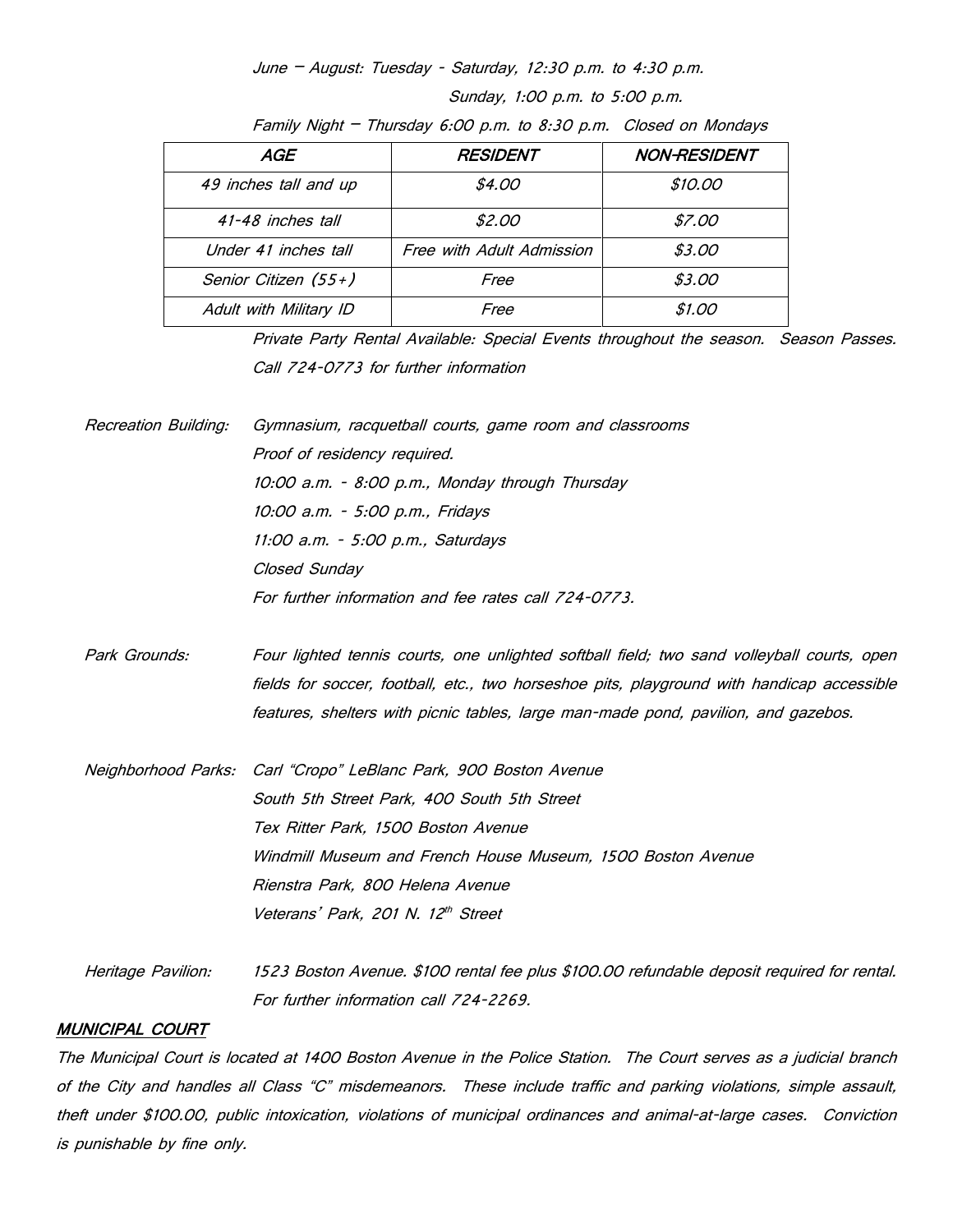*June – August: Tuesday - Saturday, 12:30 p.m. to 4:30 p.m.*

*Sunday, 1:00 p.m. to 5:00 p.m.*

*Family Night – Thursday 6:00 p.m. to 8:30 p.m. Closed on Mondays*

| AGE | RESIDENT | NON-RESIDENT |
|---|---|---|
| 49 inches tall and up | $4.00 | $10.00 |
| 41-48 inches tall | $2.00 | $7.00 |
| Under 41 inches tall | Free with Adult Admission | $3.00 |
| Senior Citizen (55+) | Free | $3.00 |
| Adult with Military ID | Free | $1.00 |

*Private Party Rental Available: Special Events throughout the season. Season Passes. Call 724-0773 for further information*

*Recreation Building:* *Gymnasium, racquetball courts, game room and classrooms*
*Proof of residency required.*
*10:00 a.m. - 8:00 p.m., Monday through Thursday*
*10:00 a.m. - 5:00 p.m., Fridays*
*11:00 a.m. - 5:00 p.m., Saturdays*
*Closed Sunday*
*For further information and fee rates call 724-0773.*

*Park Grounds:* *Four lighted tennis courts, one unlighted softball field; two sand volleyball courts, open fields for soccer, football, etc., two horseshoe pits, playground with handicap accessible features, shelters with picnic tables, large man-made pond, pavilion, and gazebos.*

*Neighborhood Parks:* *Carl "Cropo" LeBlanc Park, 900 Boston Avenue*
*South 5th Street Park, 400 South 5th Street*
*Tex Ritter Park, 1500 Boston Avenue*
*Windmill Museum and French House Museum, 1500 Boston Avenue*
*Rienstra Park, 800 Helena Avenue*
*Veterans' Park, 201 N. 12th Street*

*Heritage Pavilion:* *1523 Boston Avenue. $100 rental fee plus $100.00 refundable deposit required for rental. For further information call 724-2269.*

## ***MUNICIPAL COURT***

*The Municipal Court is located at 1400 Boston Avenue in the Police Station. The Court serves as a judicial branch of the City and handles all Class "C" misdemeanors. These include traffic and parking violations, simple assault, theft under $100.00, public intoxication, violations of municipal ordinances and animal-at-large cases. Conviction is punishable by fine only.*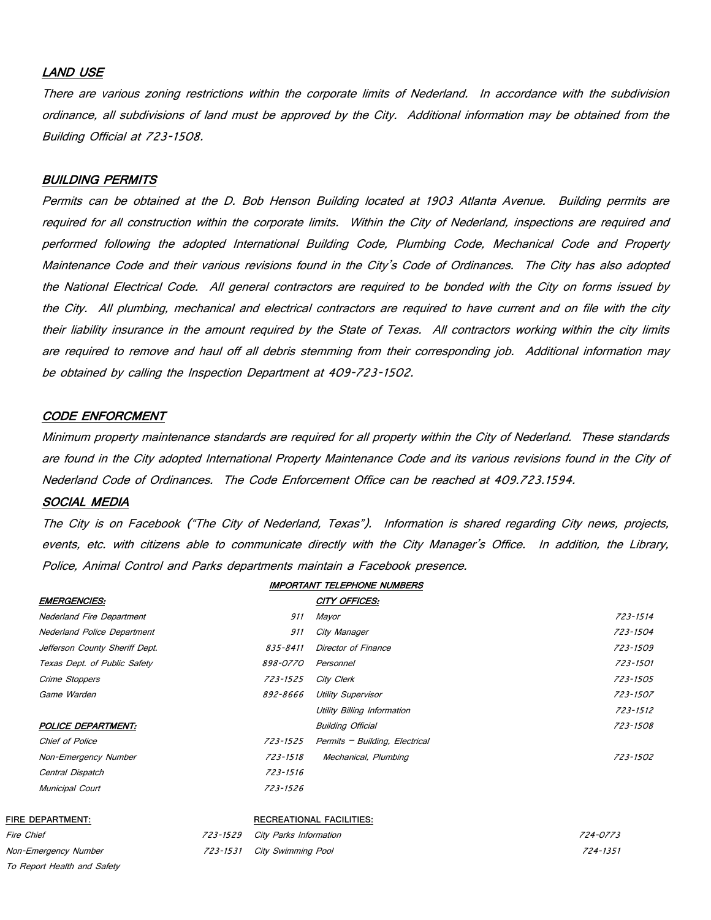## *LAND USE*

*There are various zoning restrictions within the corporate limits of Nederland. In accordance with the subdivision ordinance, all subdivisions of land must be approved by the City. Additional information may be obtained from the Building Official at 723-1508.*

## *BUILDING PERMITS*

*Permits can be obtained at the D. Bob Henson Building located at 1903 Atlanta Avenue. Building permits are required for all construction within the corporate limits. Within the City of Nederland, inspections are required and performed following the adopted International Building Code, Plumbing Code, Mechanical Code and Property Maintenance Code and their various revisions found in the City's Code of Ordinances. The City has also adopted the National Electrical Code. All general contractors are required to be bonded with the City on forms issued by the City. All plumbing, mechanical and electrical contractors are required to have current and on file with the city their liability insurance in the amount required by the State of Texas. All contractors working within the city limits are required to remove and haul off all debris stemming from their corresponding job. Additional information may be obtained by calling the Inspection Department at 409-723-1502.*

## *CODE ENFORCMENT*

*Minimum property maintenance standards are required for all property within the City of Nederland. These standards are found in the City adopted International Property Maintenance Code and its various revisions found in the City of Nederland Code of Ordinances. The Code Enforcement Office can be reached at 409.723.1594.*

## *SOCIAL MEDIA*

*The City is on Facebook ("The City of Nederland, Texas"). Information is shared regarding City news, projects, events, etc. with citizens able to communicate directly with the City Manager's Office. In addition, the Library, Police, Animal Control and Parks departments maintain a Facebook presence.*

### *IMPORTANT TELEPHONE NUMBERS*

| *EMERGENCIES:* | | *CITY OFFICES:* | |
|---|---|---|---|
| *Nederland Fire Department* | *911* | *Mayor* | *723-1514* |
| *Nederland Police Department* | *911* | *City Manager* | *723-1504* |
| *Jefferson County Sheriff Dept.* | *835-8411* | *Director of Finance* | *723-1509* |
| *Texas Dept. of Public Safety* | *898-0770* | *Personnel* | *723-1501* |
| *Crime Stoppers* | *723-1525* | *City Clerk* | *723-1505* |
| *Game Warden* | *892-8666* | *Utility Supervisor* | *723-1507* |
| | | *Utility Billing Information* | *723-1512* |
| *POLICE DEPARTMENT:* | | *Building Official* | *723-1508* |
| *Chief of Police* | *723-1525* | *Permits – Building, Electrical Mechanical, Plumbing* | *723-1502* |
| *Non-Emergency Number* | *723-1518* | | |
| *Central Dispatch* | *723-1516* | | |
| *Municipal Court* | *723-1526* | | |

| FIRE DEPARTMENT: | | RECREATIONAL FACILITIES: | |
|---|---|---|---|
| *Fire Chief* | *723-1529* | *City Parks Information* | *724-0773* |
| *Non-Emergency Number* | *723-1531* | *City Swimming Pool* | *724-1351* |
| *To Report Health and Safety* | | | |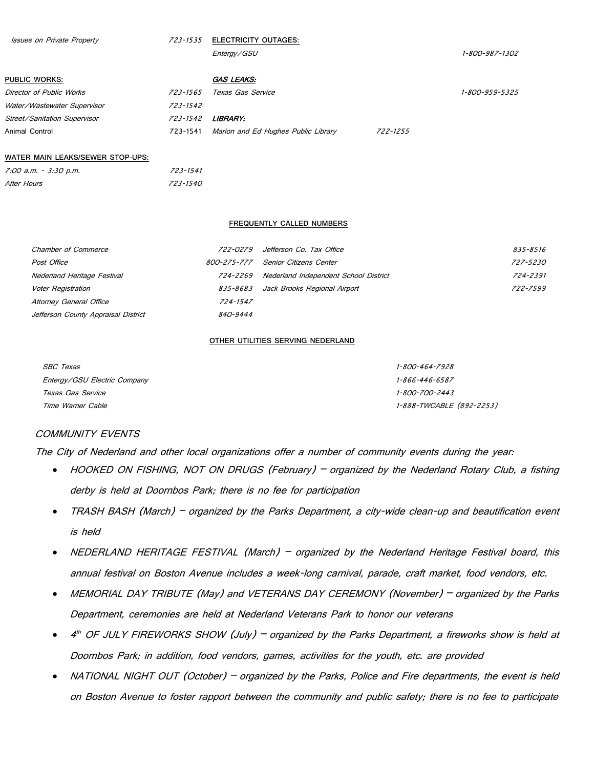| | | | |
|---|---|---|---|
| *Issues on Private Property* | *723-1535* | **ELECTRICITY OUTAGES:** | |
| | | *Entergy/GSU* | *1-800-987-1302* |
| **PUBLIC WORKS:** | | ***GAS LEAKS:*** | |
| *Director of Public Works* | *723-1565* | *Texas Gas Service* | *1-800-959-5325* |
| *Water/Wastewater Supervisor* | *723-1542* | | |
| *Street/Sanitation Supervisor* | *723-1542* | ***LIBRARY:*** | |
| Animal Control | 723-1541 | *Marion and Ed Hughes Public Library* | *722-1255* |

**WATER MAIN LEAKS/SEWER STOP-UPS:**

| | |
|---|---|
| *7:00 a.m. - 3:30 p.m.* | *723-1541* |
| *After Hours* | *723-1540* |

**FREQUENTLY CALLED NUMBERS**

| | | | |
|---|---|---|---|
| *Chamber of Commerce* | *722-0279* | *Jefferson Co. Tax Office* | *835-8516* |
| *Post Office* | *800-275-777* | *Senior Citizens Center* | *727-5230* |
| *Nederland Heritage Festival* | *724-2269* | *Nederland Independent School District* | *724-2391* |
| *Voter Registration* | *835-8683* | *Jack Brooks Regional Airport* | *722-7599* |
| *Attorney General Office* | *724-1547* | | |
| *Jefferson County Appraisal District* | *840-9444* | | |

**OTHER UTILITIES SERVING NEDERLAND**

| | |
|---|---|
| *SBC Texas* | *1-800-464-7928* |
| *Entergy/GSU Electric Company* | *1-866-446-6587* |
| *Texas Gas Service* | *1-800-700-2443* |
| *Time Warner Cable* | *1-888-TWCABLE (892-2253)* |

*COMMUNITY EVENTS*

*The City of Nederland and other local organizations offer a number of community events during the year:*

- *HOOKED ON FISHING, NOT ON DRUGS (February) – organized by the Nederland Rotary Club, a fishing derby is held at Doornbos Park; there is no fee for participation*
- *TRASH BASH (March) – organized by the Parks Department, a city-wide clean-up and beautification event is held*
- *NEDERLAND HERITAGE FESTIVAL (March) – organized by the Nederland Heritage Festival board, this annual festival on Boston Avenue includes a week-long carnival, parade, craft market, food vendors, etc.*
- *MEMORIAL DAY TRIBUTE (May) and VETERANS DAY CEREMONY (November) – organized by the Parks Department, ceremonies are held at Nederland Veterans Park to honor our veterans*
- *4th OF JULY FIREWORKS SHOW (July) – organized by the Parks Department, a fireworks show is held at Doornbos Park; in addition, food vendors, games, activities for the youth, etc. are provided*
- *NATIONAL NIGHT OUT (October) – organized by the Parks, Police and Fire departments, the event is held on Boston Avenue to foster rapport between the community and public safety; there is no fee to participate*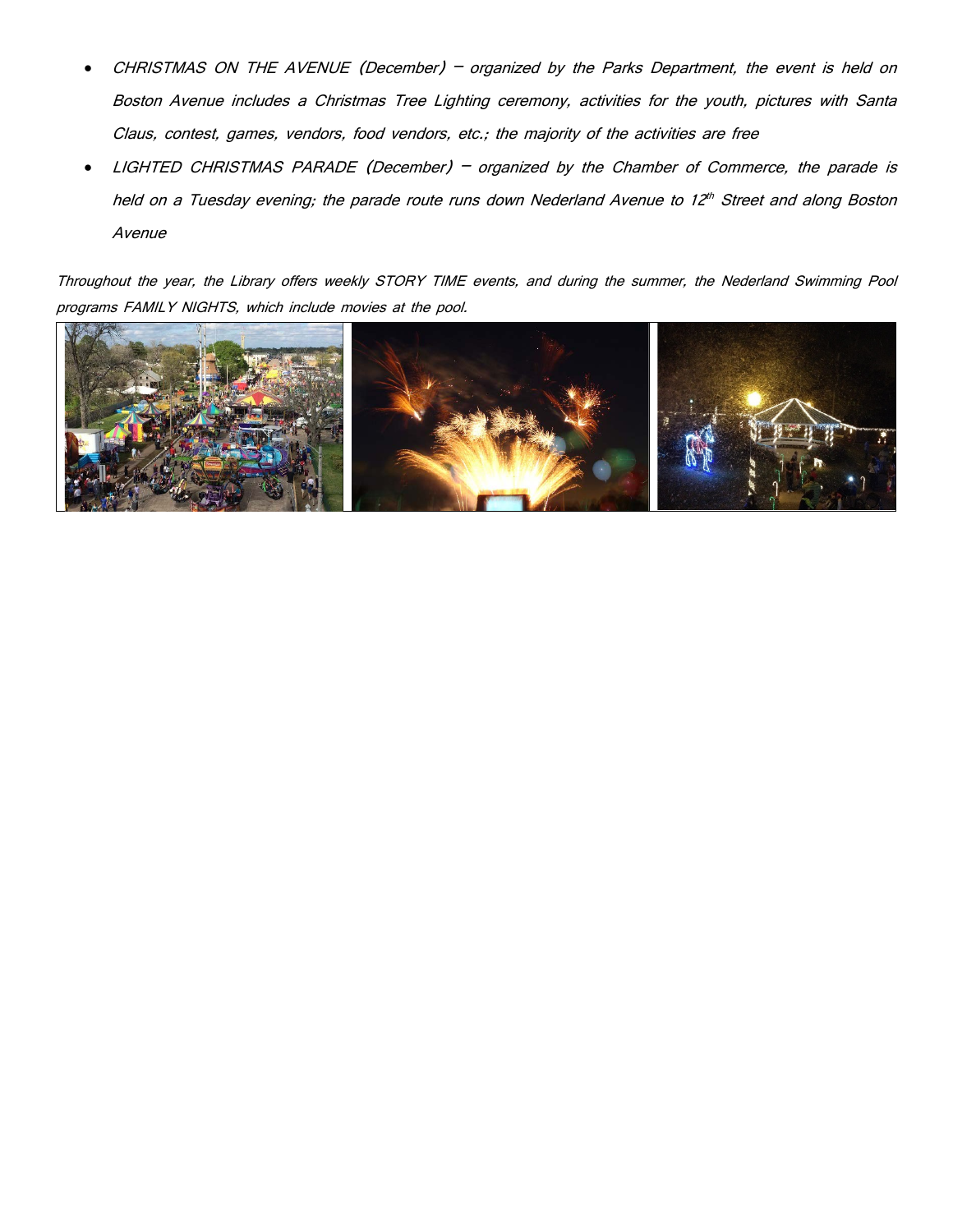- *CHRISTMAS ON THE AVENUE (December) – organized by the Parks Department, the event is held on Boston Avenue includes a Christmas Tree Lighting ceremony, activities for the youth, pictures with Santa Claus, contest, games, vendors, food vendors, etc.; the majority of the activities are free*
- *LIGHTED CHRISTMAS PARADE (December) – organized by the Chamber of Commerce, the parade is held on a Tuesday evening; the parade route runs down Nederland Avenue to 12th Street and along Boston Avenue*

*Throughout the year, the Library offers weekly STORY TIME events, and during the summer, the Nederland Swimming Pool programs FAMILY NIGHTS, which include movies at the pool.*